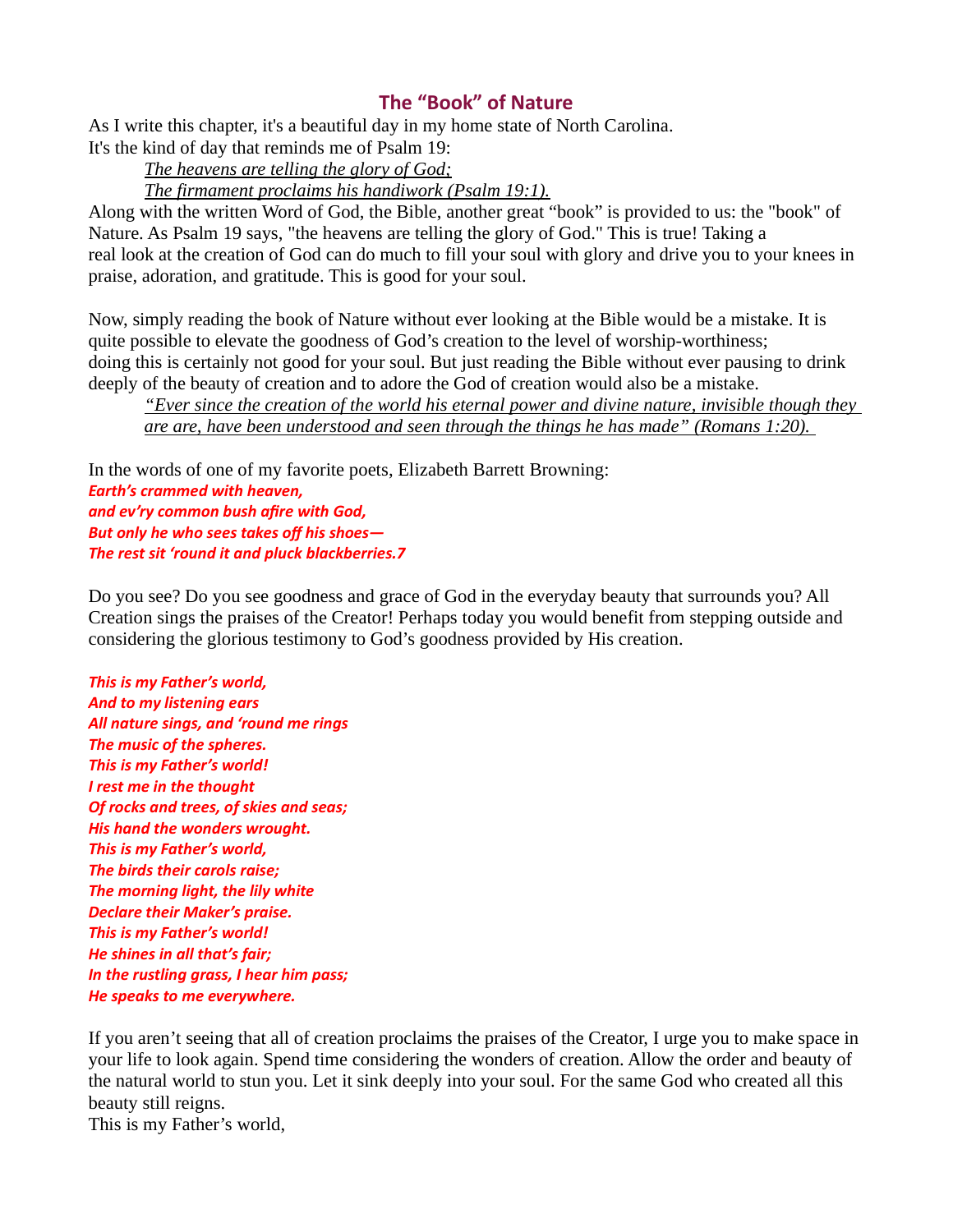## The “Book” of Nature

As I write this chapter, it's a beautiful day in my home state of North Carolina.
It's the kind of day that reminds me of Psalm 19:

> The heavens are telling the glory of God;
> The firmament proclaims his handiwork (Psalm 19:1).

Along with the written Word of God, the Bible, another great “book” is provided to us: the "book" of Nature. As Psalm 19 says, "the heavens are telling the glory of God." This is true! Taking a real look at the creation of God can do much to fill your soul with glory and drive you to your knees in praise, adoration, and gratitude. This is good for your soul.

Now, simply reading the book of Nature without ever looking at the Bible would be a mistake. It is quite possible to elevate the goodness of God’s creation to the level of worship-worthiness; doing this is certainly not good for your soul. But just reading the Bible without ever pausing to drink deeply of the beauty of creation and to adore the God of creation would also be a mistake.

> “Ever since the creation of the world his eternal power and divine nature, invisible though they are are, have been understood and seen through the things he has made” (Romans 1:20).

In the words of one of my favorite poets, Elizabeth Barrett Browning:

***Earth’s crammed with heaven,***
***and ev’ry common bush afire with God,***
***But only he who sees takes off his shoes—***
***The rest sit ‘round it and pluck blackberries.7***

Do you see? Do you see goodness and grace of God in the everyday beauty that surrounds you? All Creation sings the praises of the Creator! Perhaps today you would benefit from stepping outside and considering the glorious testimony to God’s goodness provided by His creation.

***This is my Father’s world,***
***And to my listening ears***
***All nature sings, and ‘round me rings***
***The music of the spheres.***
***This is my Father’s world!***
***I rest me in the thought***
***Of rocks and trees, of skies and seas;***
***His hand the wonders wrought.***
***This is my Father’s world,***
***The birds their carols raise;***
***The morning light, the lily white***
***Declare their Maker’s praise.***
***This is my Father’s world!***
***He shines in all that’s fair;***
***In the rustling grass, I hear him pass;***
***He speaks to me everywhere.***

If you aren’t seeing that all of creation proclaims the praises of the Creator, I urge you to make space in your life to look again. Spend time considering the wonders of creation. Allow the order and beauty of the natural world to stun you. Let it sink deeply into your soul. For the same God who created all this beauty still reigns.
This is my Father’s world,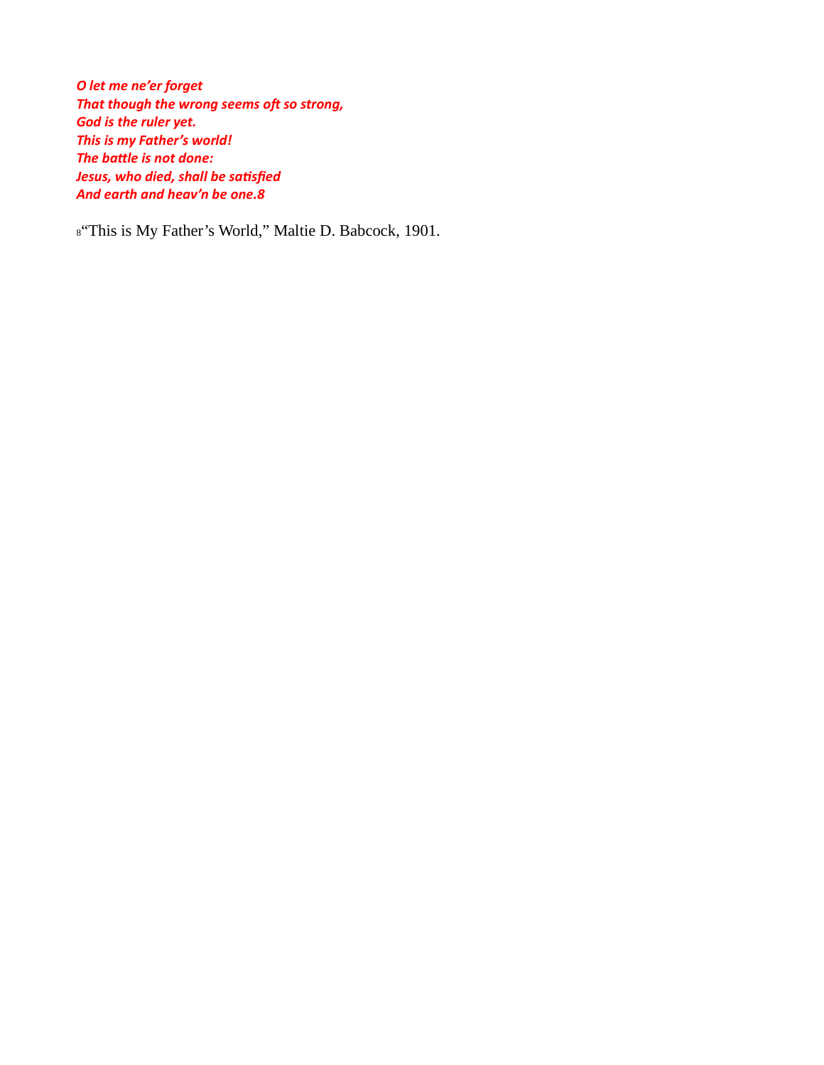***O let me ne'er forget***
***That though the wrong seems oft so strong,***
***God is the ruler yet.***
***This is my Father's world!***
***The battle is not done:***
***Jesus, who died, shall be satisfied***
***And earth and heav'n be one.[8]***

[8] "This is My Father's World," Maltie D. Babcock, 1901.